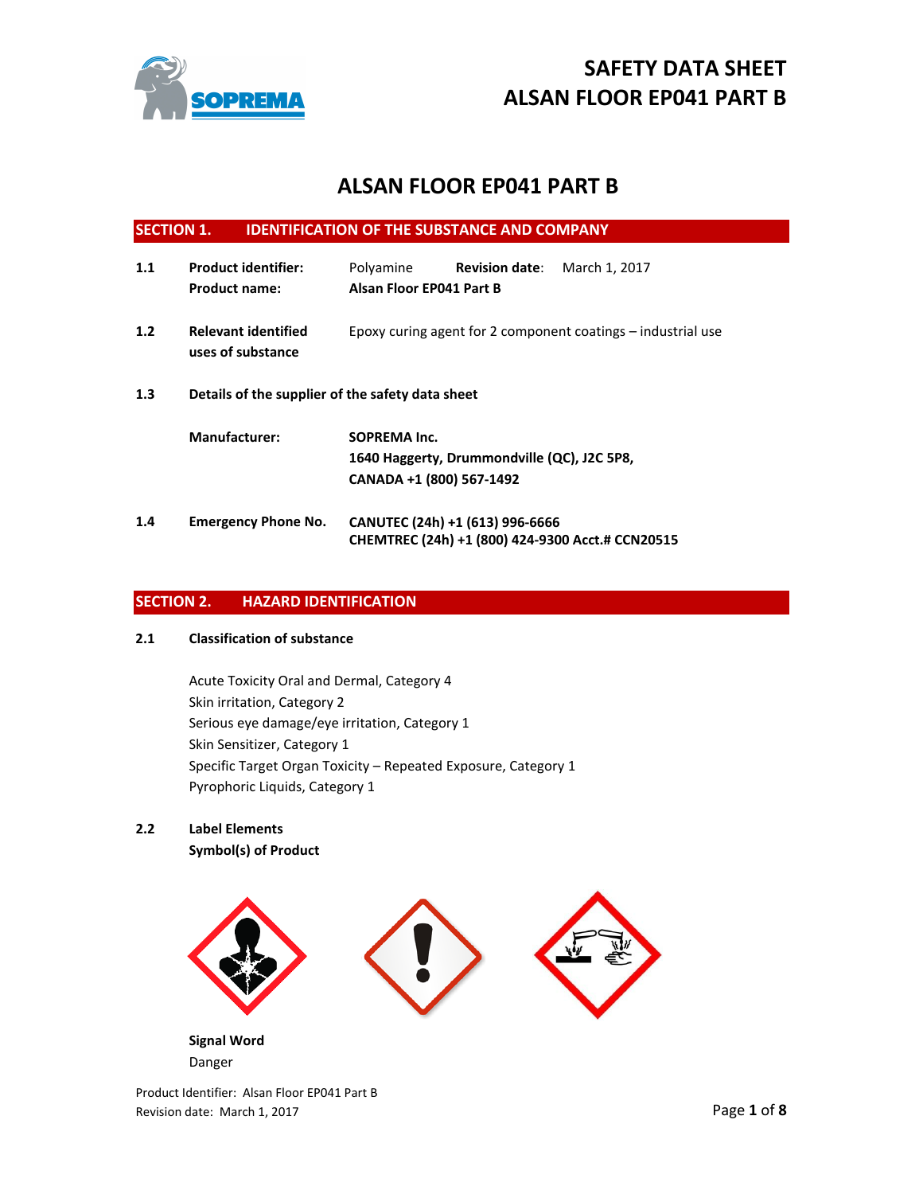# ALSAN FLOOR EP041 PART B

## SECTION 1. IDENTIFICATION OF THE SUBSTANCE AND COMPANY

**1.1** **Product identifier:** Polyamine **Revision date**: March 1, 2017
**Product name:** **Alsan Floor EP041 Part B**

**1.2** **Relevant identified uses of substance** Epoxy curing agent for 2 component coatings – industrial use

**1.3** **Details of the supplier of the safety data sheet**

**Manufacturer:** **SOPREMA Inc.**
**1640 Haggerty, Drummondville (QC), J2C 5P8,**
**CANADA +1 (800) 567-1492**

**1.4** **Emergency Phone No.** **CANUTEC (24h) +1 (613) 996-6666**
**CHEMTREC (24h) +1 (800) 424-9300 Acct.# CCN20515**

## SECTION 2. HAZARD IDENTIFICATION

**2.1** **Classification of substance**

Acute Toxicity Oral and Dermal, Category 4
Skin irritation, Category 2
Serious eye damage/eye irritation, Category 1
Skin Sensitizer, Category 1
Specific Target Organ Toxicity – Repeated Exposure, Category 1
Pyrophoric Liquids, Category 1

**2.2** **Label Elements**
**Symbol(s) of Product**

**Signal Word**
Danger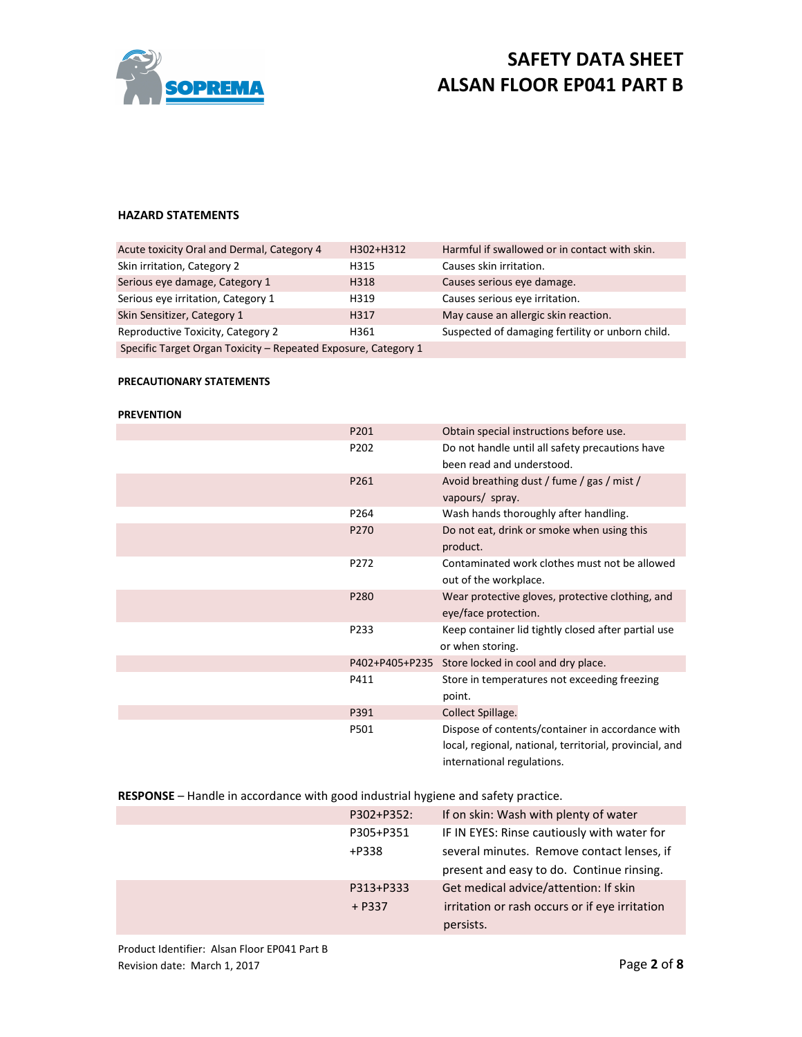#### HAZARD STATEMENTS

| | | |
|---|---|---|
| Acute toxicity Oral and Dermal, Category 4 | H302+H312 | Harmful if swallowed or in contact with skin. |
| Skin irritation, Category 2 | H315 | Causes skin irritation. |
| Serious eye damage, Category 1 | H318 | Causes serious eye damage. |
| Serious eye irritation, Category 1 | H319 | Causes serious eye irritation. |
| Skin Sensitizer, Category 1 | H317 | May cause an allergic skin reaction. |
| Reproductive Toxicity, Category 2 | H361 | Suspected of damaging fertility or unborn child. |
| Specific Target Organ Toxicity – Repeated Exposure, Category 1 | | |

#### PRECAUTIONARY STATEMENTS

**PREVENTION**

| | | |
|---|---|---|
| | P201 | Obtain special instructions before use. |
| | P202 | Do not handle until all safety precautions have been read and understood. |
| | P261 | Avoid breathing dust / fume / gas / mist / vapours/ spray. |
| | P264 | Wash hands thoroughly after handling. |
| | P270 | Do not eat, drink or smoke when using this product. |
| | P272 | Contaminated work clothes must not be allowed out of the workplace. |
| | P280 | Wear protective gloves, protective clothing, and eye/face protection. |
| | P233 | Keep container lid tightly closed after partial use or when storing. |
| | P402+P405+P235 | Store locked in cool and dry place. |
| | P411 | Store in temperatures not exceeding freezing point. |
| | P391 | Collect Spillage. |
| | P501 | Dispose of contents/container in accordance with local, regional, national, territorial, provincial, and international regulations. |

**RESPONSE** – Handle in accordance with good industrial hygiene and safety practice.

| | | |
|---|---|---|
| | P302+P352: | If on skin: Wash with plenty of water |
| | P305+P351 +P338 | IF IN EYES: Rinse cautiously with water for several minutes. Remove contact lenses, if present and easy to do. Continue rinsing. |
| | P313+P333 + P337 | Get medical advice/attention: If skin irritation or rash occurs or if eye irritation persists. |

Product Identifier: Alsan Floor EP041 Part B
Revision date: March 1, 2017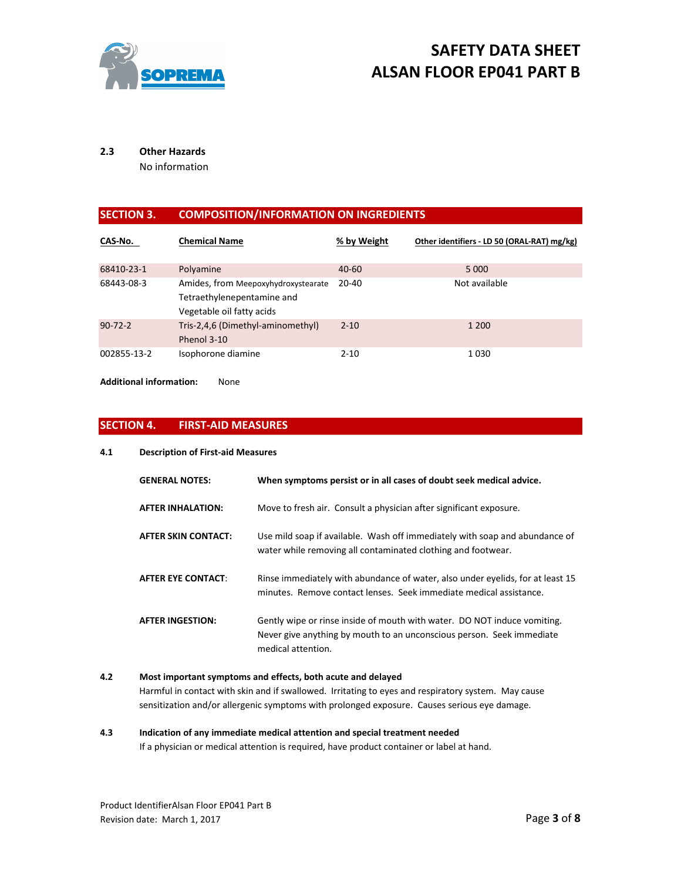### 2.3 Other Hazards

No information

## SECTION 3. COMPOSITION/INFORMATION ON INGREDIENTS

| CAS-No. | Chemical Name | % by Weight | Other identifiers - LD 50 (ORAL-RAT) mg/kg) |
|---|---|---|---|
| 68410-23-1 | Polyamine | 40-60 | 5 000 |
| 68443-08-3 | Amides, from Meepoxyhydroxystearate Tetraethylenepentamine and Vegetable oil fatty acids | 20-40 | Not available |
| 90-72-2 | Tris-2,4,6 (Dimethyl-aminomethyl) Phenol 3-10 | 2-10 | 1 200 |
| 002855-13-2 | Isophorone diamine | 2-10 | 1 030 |

**Additional information:** None

## SECTION 4. FIRST-AID MEASURES

### 4.1 Description of First-aid Measures

**GENERAL NOTES:** **When symptoms persist or in all cases of doubt seek medical advice.**

**AFTER INHALATION:** Move to fresh air. Consult a physician after significant exposure.

**AFTER SKIN CONTACT:** Use mild soap if available. Wash off immediately with soap and abundance of water while removing all contaminated clothing and footwear.

**AFTER EYE CONTACT:** Rinse immediately with abundance of water, also under eyelids, for at least 15 minutes. Remove contact lenses. Seek immediate medical assistance.

**AFTER INGESTION:** Gently wipe or rinse inside of mouth with water. DO NOT induce vomiting. Never give anything by mouth to an unconscious person. Seek immediate medical attention.

### 4.2 Most important symptoms and effects, both acute and delayed

Harmful in contact with skin and if swallowed. Irritating to eyes and respiratory system. May cause sensitization and/or allergenic symptoms with prolonged exposure. Causes serious eye damage.

### 4.3 Indication of any immediate medical attention and special treatment needed

If a physician or medical attention is required, have product container or label at hand.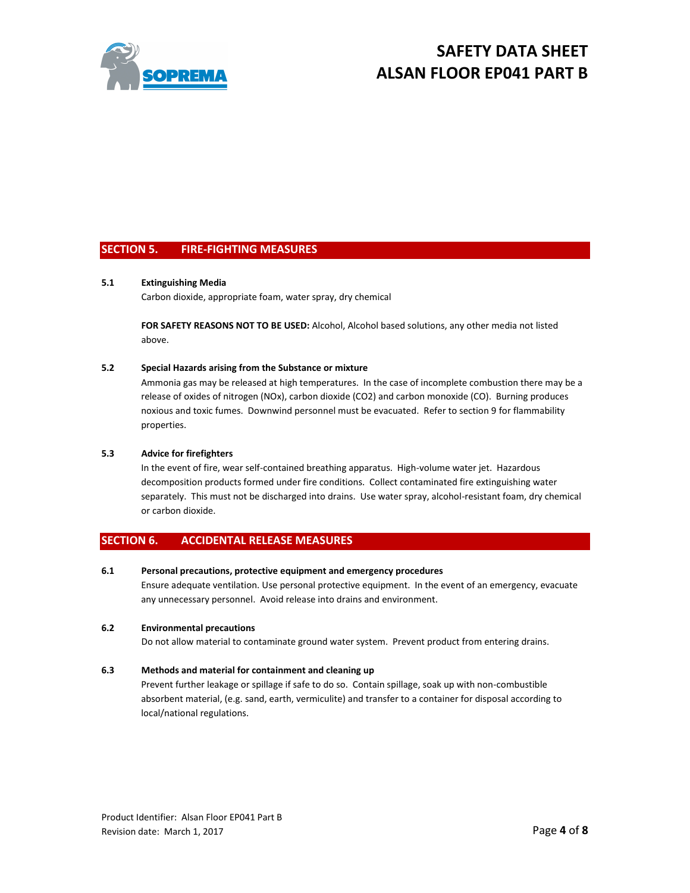## SECTION 5. FIRE-FIGHTING MEASURES

**5.1 Extinguishing Media**

Carbon dioxide, appropriate foam, water spray, dry chemical

**FOR SAFETY REASONS NOT TO BE USED:** Alcohol, Alcohol based solutions, any other media not listed above.

**5.2 Special Hazards arising from the Substance or mixture**

Ammonia gas may be released at high temperatures. In the case of incomplete combustion there may be a release of oxides of nitrogen (NOx), carbon dioxide ($CO_2$) and carbon monoxide (CO). Burning produces noxious and toxic fumes. Downwind personnel must be evacuated. Refer to section 9 for flammability properties.

**5.3 Advice for firefighters**

In the event of fire, wear self-contained breathing apparatus. High-volume water jet. Hazardous decomposition products formed under fire conditions. Collect contaminated fire extinguishing water separately. This must not be discharged into drains. Use water spray, alcohol-resistant foam, dry chemical or carbon dioxide.

## SECTION 6. ACCIDENTAL RELEASE MEASURES

**6.1 Personal precautions, protective equipment and emergency procedures**

Ensure adequate ventilation. Use personal protective equipment. In the event of an emergency, evacuate any unnecessary personnel. Avoid release into drains and environment.

**6.2 Environmental precautions**

Do not allow material to contaminate ground water system. Prevent product from entering drains.

**6.3 Methods and material for containment and cleaning up**

Prevent further leakage or spillage if safe to do so. Contain spillage, soak up with non-combustible absorbent material, (e.g. sand, earth, vermiculite) and transfer to a container for disposal according to local/national regulations.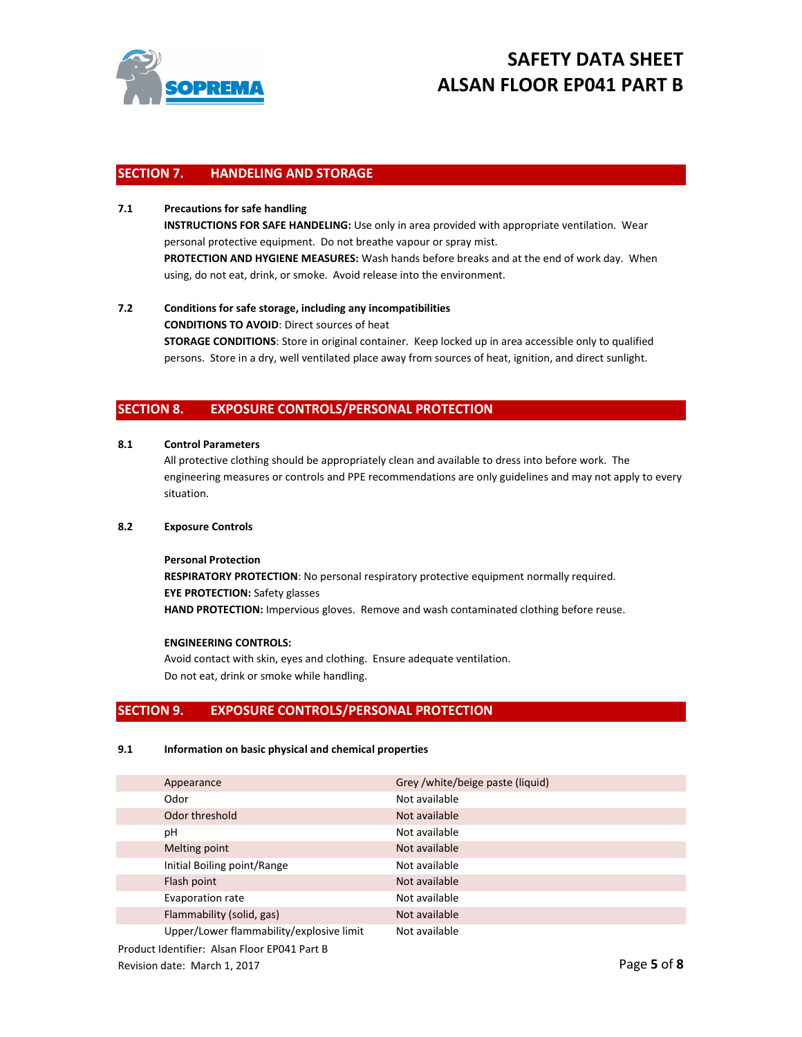## SECTION 7. HANDELING AND STORAGE

**7.1 Precautions for safe handling**

**INSTRUCTIONS FOR SAFE HANDELING:** Use only in area provided with appropriate ventilation. Wear personal protective equipment. Do not breathe vapour or spray mist.

**PROTECTION AND HYGIENE MEASURES:** Wash hands before breaks and at the end of work day. When using, do not eat, drink, or smoke. Avoid release into the environment.

**7.2 Conditions for safe storage, including any incompatibilities**

**CONDITIONS TO AVOID**: Direct sources of heat

**STORAGE CONDITIONS**: Store in original container. Keep locked up in area accessible only to qualified persons. Store in a dry, well ventilated place away from sources of heat, ignition, and direct sunlight.

## SECTION 8. EXPOSURE CONTROLS/PERSONAL PROTECTION

**8.1 Control Parameters**

All protective clothing should be appropriately clean and available to dress into before work. The engineering measures or controls and PPE recommendations are only guidelines and may not apply to every situation.

**8.2 Exposure Controls**

**Personal Protection**

**RESPIRATORY PROTECTION**: No personal respiratory protective equipment normally required.
**EYE PROTECTION:** Safety glasses
**HAND PROTECTION:** Impervious gloves. Remove and wash contaminated clothing before reuse.

**ENGINEERING CONTROLS:**

Avoid contact with skin, eyes and clothing. Ensure adequate ventilation.
Do not eat, drink or smoke while handling.

## SECTION 9. EXPOSURE CONTROLS/PERSONAL PROTECTION

**9.1 Information on basic physical and chemical properties**

| Property | Value |
|---|---|
| Appearance | Grey /white/beige paste (liquid) |
| Odor | Not available |
| Odor threshold | Not available |
| pH | Not available |
| Melting point | Not available |
| Initial Boiling point/Range | Not available |
| Flash point | Not available |
| Evaporation rate | Not available |
| Flammability (solid, gas) | Not available |
| Upper/Lower flammability/explosive limit | Not available |

Product Identifier: Alsan Floor EP041 Part B
Revision date: March 1, 2017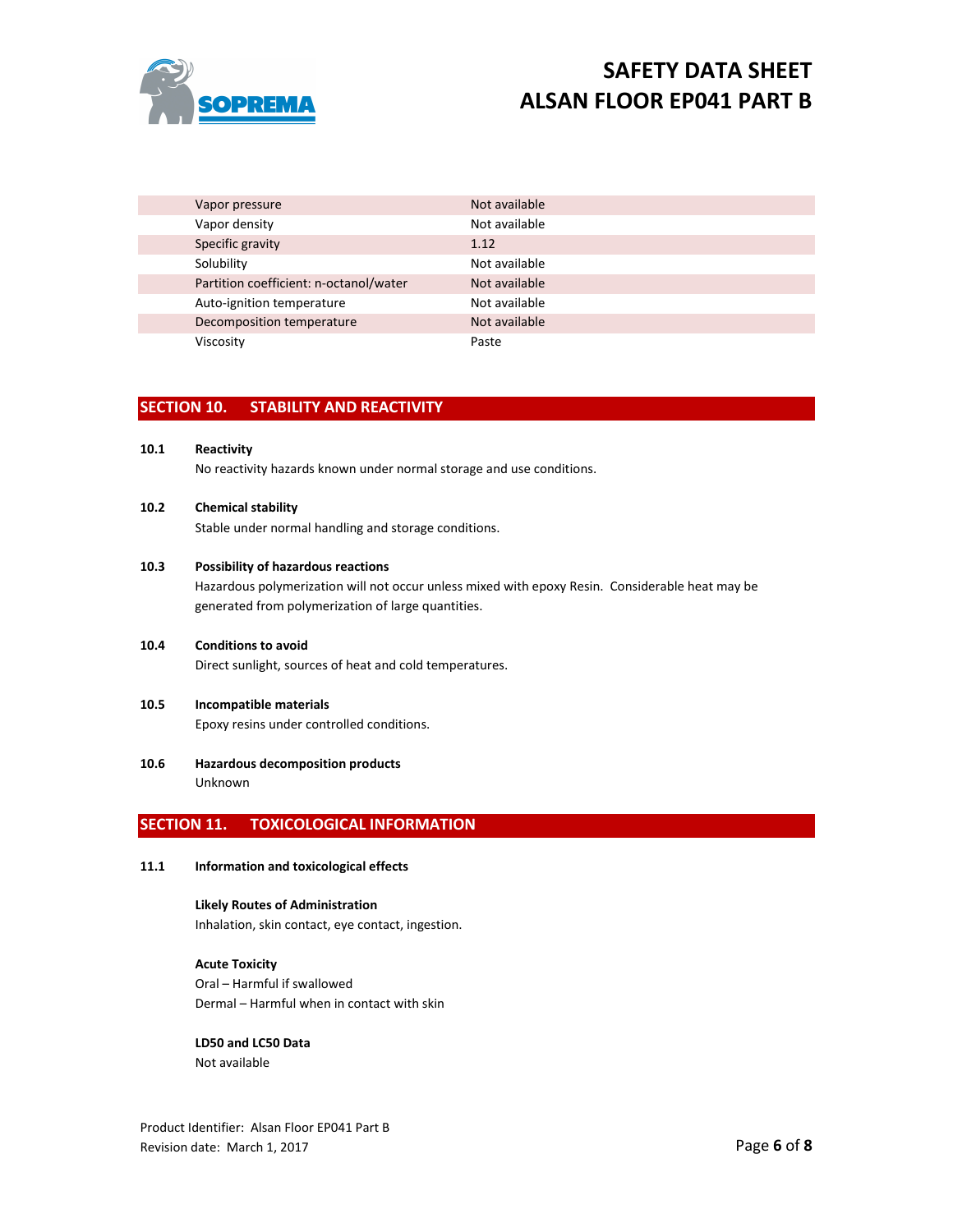| | |
|---|---|
| Vapor pressure | Not available |
| Vapor density | Not available |
| Specific gravity | 1.12 |
| Solubility | Not available |
| Partition coefficient: n-octanol/water | Not available |
| Auto-ignition temperature | Not available |
| Decomposition temperature | Not available |
| Viscosity | Paste |

## SECTION 10. STABILITY AND REACTIVITY

**10.1 Reactivity**

No reactivity hazards known under normal storage and use conditions.

**10.2 Chemical stability**

Stable under normal handling and storage conditions.

**10.3 Possibility of hazardous reactions**

Hazardous polymerization will not occur unless mixed with epoxy Resin. Considerable heat may be generated from polymerization of large quantities.

**10.4 Conditions to avoid**

Direct sunlight, sources of heat and cold temperatures.

**10.5 Incompatible materials**

Epoxy resins under controlled conditions.

**10.6 Hazardous decomposition products**

Unknown

## SECTION 11. TOXICOLOGICAL INFORMATION

**11.1 Information and toxicological effects**

**Likely Routes of Administration**

Inhalation, skin contact, eye contact, ingestion.

**Acute Toxicity**

Oral – Harmful if swallowed

Dermal – Harmful when in contact with skin

**LD50 and LC50 Data**

Not available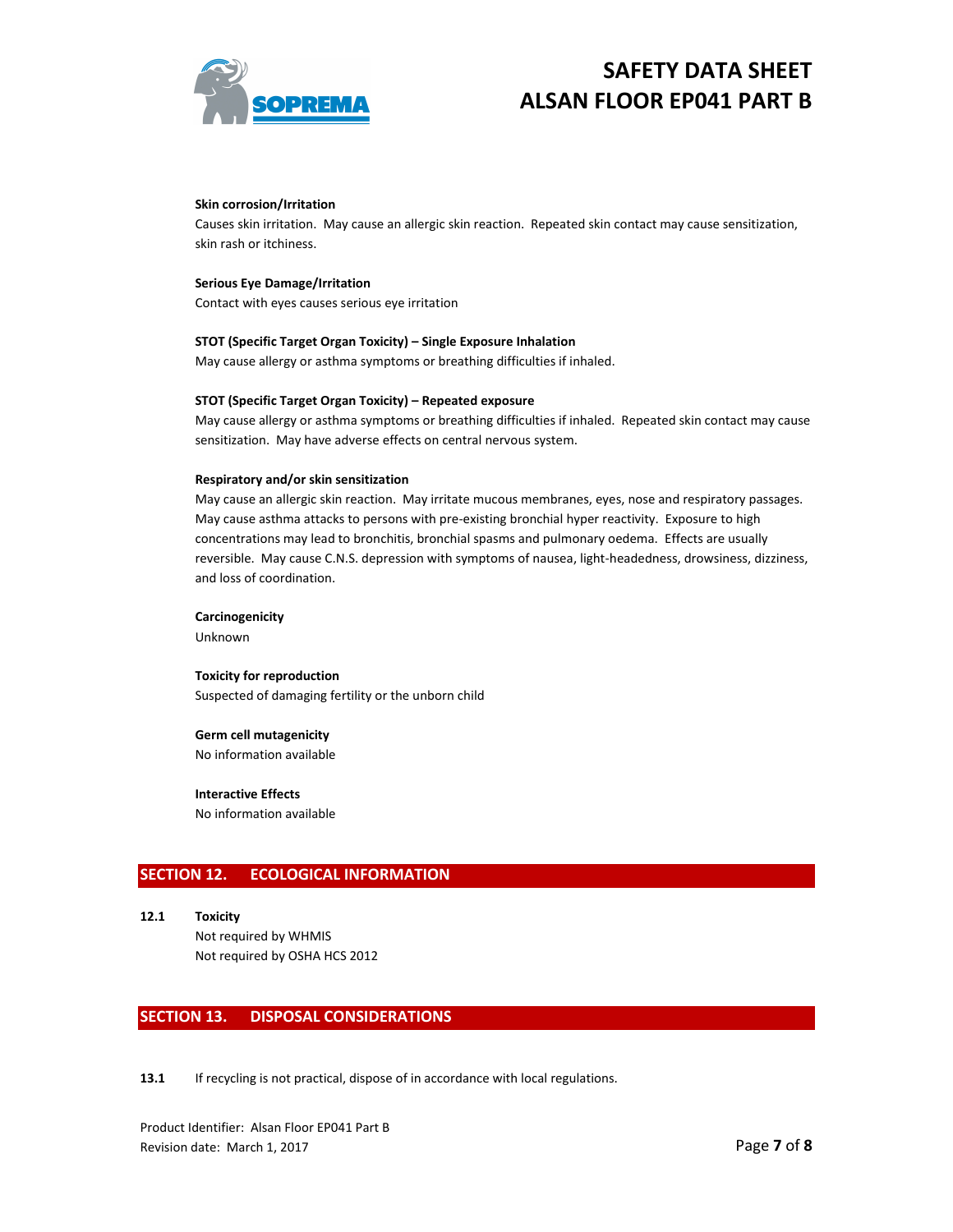**Skin corrosion/Irritation**

Causes skin irritation. May cause an allergic skin reaction. Repeated skin contact may cause sensitization, skin rash or itchiness.

**Serious Eye Damage/Irritation**

Contact with eyes causes serious eye irritation

**STOT (Specific Target Organ Toxicity) – Single Exposure Inhalation**

May cause allergy or asthma symptoms or breathing difficulties if inhaled.

**STOT (Specific Target Organ Toxicity) – Repeated exposure**

May cause allergy or asthma symptoms or breathing difficulties if inhaled. Repeated skin contact may cause sensitization. May have adverse effects on central nervous system.

**Respiratory and/or skin sensitization**

May cause an allergic skin reaction. May irritate mucous membranes, eyes, nose and respiratory passages. May cause asthma attacks to persons with pre-existing bronchial hyper reactivity. Exposure to high concentrations may lead to bronchitis, bronchial spasms and pulmonary oedema. Effects are usually reversible. May cause C.N.S. depression with symptoms of nausea, light-headedness, drowsiness, dizziness, and loss of coordination.

**Carcinogenicity**

Unknown

**Toxicity for reproduction**

Suspected of damaging fertility or the unborn child

**Germ cell mutagenicity**

No information available

**Interactive Effects**

No information available

## SECTION 12. ECOLOGICAL INFORMATION

**12.1 Toxicity**

Not required by WHMIS

Not required by OSHA HCS 2012

## SECTION 13. DISPOSAL CONSIDERATIONS

**13.1** If recycling is not practical, dispose of in accordance with local regulations.

Product Identifier: Alsan Floor EP041 Part B

Revision date: March 1, 2017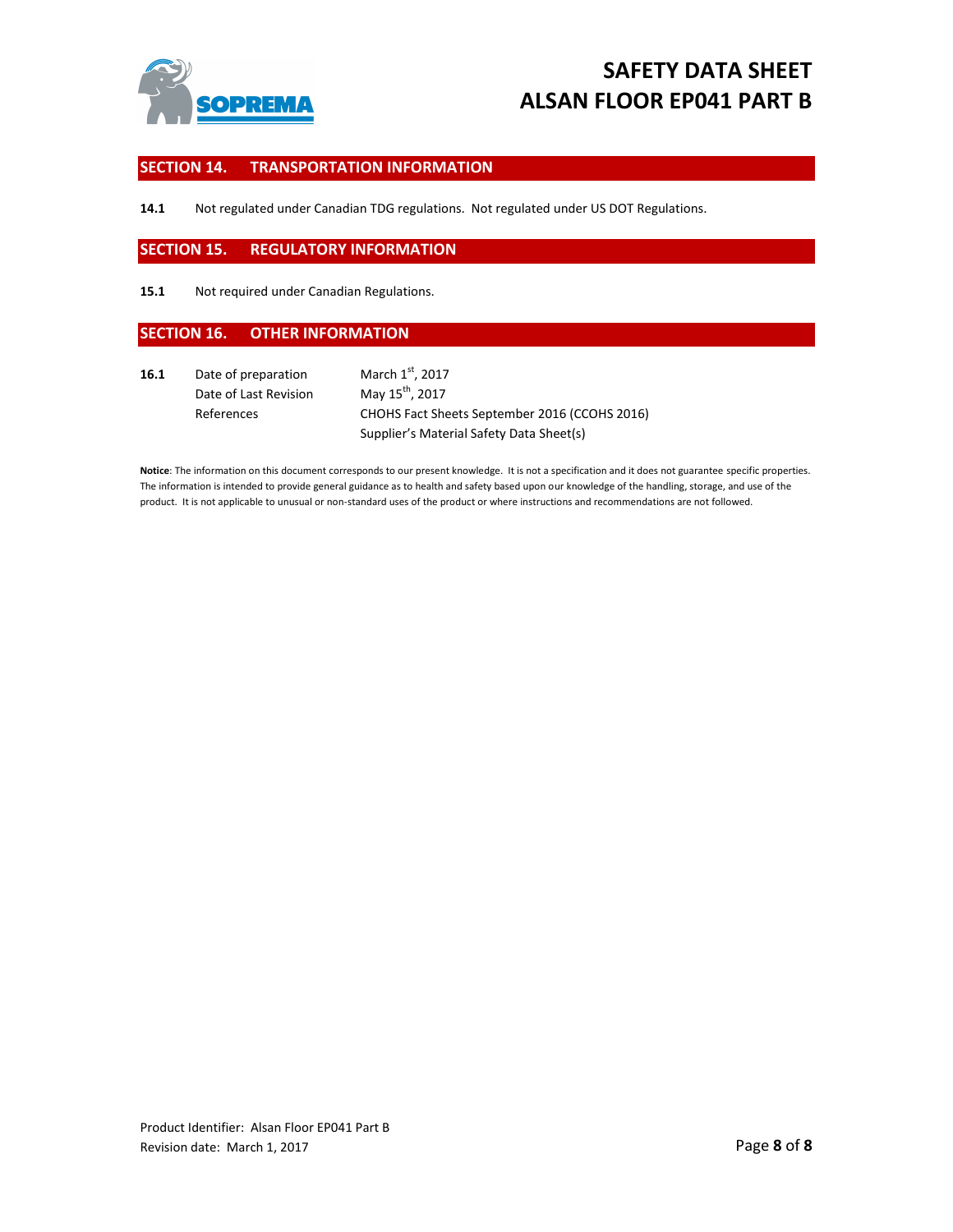## SECTION 14. TRANSPORTATION INFORMATION

**14.1** Not regulated under Canadian TDG regulations. Not regulated under US DOT Regulations.

## SECTION 15. REGULATORY INFORMATION

**15.1** Not required under Canadian Regulations.

## SECTION 16. OTHER INFORMATION

| | | |
|---|---|---|
| **16.1** | Date of preparation | March 1st, 2017 |
| | Date of Last Revision | May 15th, 2017 |
| | References | CHOHS Fact Sheets September 2016 (CCOHS 2016) |
| | | Supplier's Material Safety Data Sheet(s) |

**Notice**: The information on this document corresponds to our present knowledge. It is not a specification and it does not guarantee specific properties. The information is intended to provide general guidance as to health and safety based upon our knowledge of the handling, storage, and use of the product. It is not applicable to unusual or non-standard uses of the product or where instructions and recommendations are not followed.